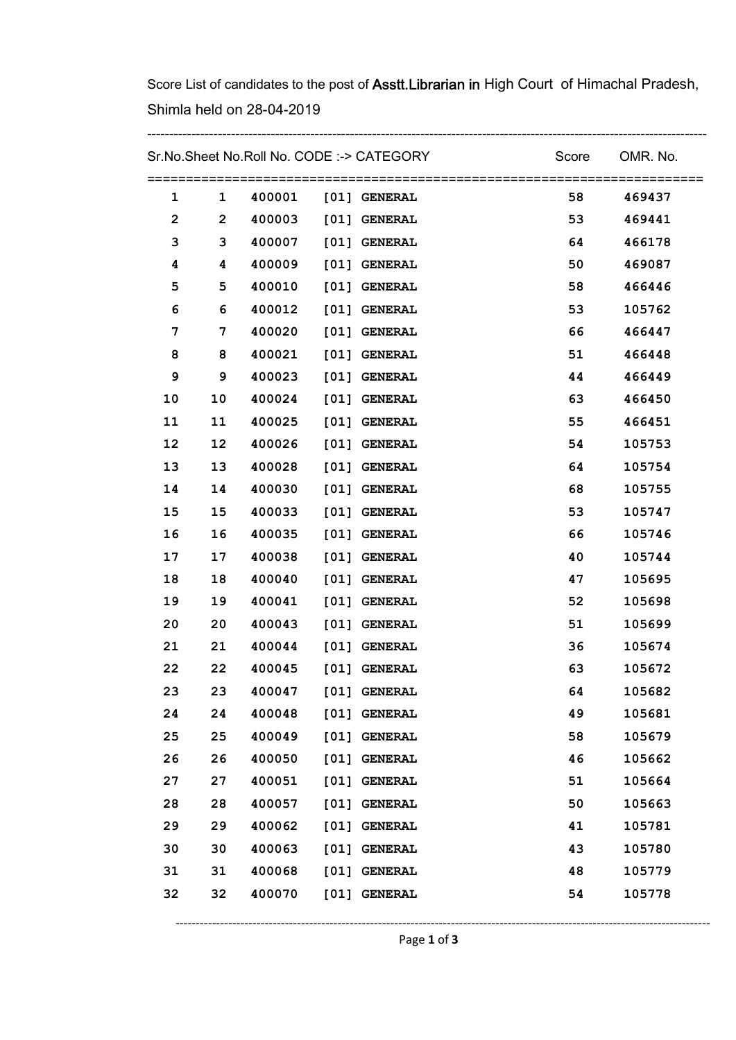Score List of candidates to the post of **Asstt.Librarian in** High Court of Himachal Pradesh, Shimla held on 28-04-2019

| Sr.No. | Sheet No. | Roll No. | CODE :-> CATEGORY | Score | OMR. No. |
|---|---|---|---|---|---|
| 1 | 1 | 400001 | [01] GENERAL | 58 | 469437 |
| 2 | 2 | 400003 | [01] GENERAL | 53 | 469441 |
| 3 | 3 | 400007 | [01] GENERAL | 64 | 466178 |
| 4 | 4 | 400009 | [01] GENERAL | 50 | 469087 |
| 5 | 5 | 400010 | [01] GENERAL | 58 | 466446 |
| 6 | 6 | 400012 | [01] GENERAL | 53 | 105762 |
| 7 | 7 | 400020 | [01] GENERAL | 66 | 466447 |
| 8 | 8 | 400021 | [01] GENERAL | 51 | 466448 |
| 9 | 9 | 400023 | [01] GENERAL | 44 | 466449 |
| 10 | 10 | 400024 | [01] GENERAL | 63 | 466450 |
| 11 | 11 | 400025 | [01] GENERAL | 55 | 466451 |
| 12 | 12 | 400026 | [01] GENERAL | 54 | 105753 |
| 13 | 13 | 400028 | [01] GENERAL | 64 | 105754 |
| 14 | 14 | 400030 | [01] GENERAL | 68 | 105755 |
| 15 | 15 | 400033 | [01] GENERAL | 53 | 105747 |
| 16 | 16 | 400035 | [01] GENERAL | 66 | 105746 |
| 17 | 17 | 400038 | [01] GENERAL | 40 | 105744 |
| 18 | 18 | 400040 | [01] GENERAL | 47 | 105695 |
| 19 | 19 | 400041 | [01] GENERAL | 52 | 105698 |
| 20 | 20 | 400043 | [01] GENERAL | 51 | 105699 |
| 21 | 21 | 400044 | [01] GENERAL | 36 | 105674 |
| 22 | 22 | 400045 | [01] GENERAL | 63 | 105672 |
| 23 | 23 | 400047 | [01] GENERAL | 64 | 105682 |
| 24 | 24 | 400048 | [01] GENERAL | 49 | 105681 |
| 25 | 25 | 400049 | [01] GENERAL | 58 | 105679 |
| 26 | 26 | 400050 | [01] GENERAL | 46 | 105662 |
| 27 | 27 | 400051 | [01] GENERAL | 51 | 105664 |
| 28 | 28 | 400057 | [01] GENERAL | 50 | 105663 |
| 29 | 29 | 400062 | [01] GENERAL | 41 | 105781 |
| 30 | 30 | 400063 | [01] GENERAL | 43 | 105780 |
| 31 | 31 | 400068 | [01] GENERAL | 48 | 105779 |
| 32 | 32 | 400070 | [01] GENERAL | 54 | 105778 |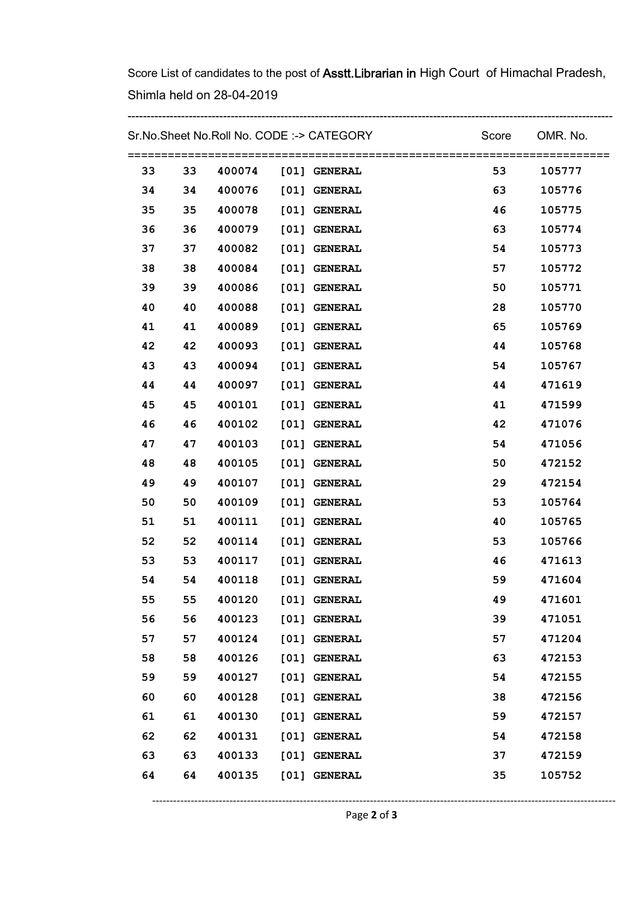Score List of candidates to the post of **Asstt.Librarian in** High Court of Himachal Pradesh, Shimla held on 28-04-2019

| Sr.No. | Sheet No. | Roll No. | CODE :-> CATEGORY | Score | OMR. No. |
|---|---|---|---|---|---|
| 33 | 33 | 400074 | [01] GENERAL | 53 | 105777 |
| 34 | 34 | 400076 | [01] GENERAL | 63 | 105776 |
| 35 | 35 | 400078 | [01] GENERAL | 46 | 105775 |
| 36 | 36 | 400079 | [01] GENERAL | 63 | 105774 |
| 37 | 37 | 400082 | [01] GENERAL | 54 | 105773 |
| 38 | 38 | 400084 | [01] GENERAL | 57 | 105772 |
| 39 | 39 | 400086 | [01] GENERAL | 50 | 105771 |
| 40 | 40 | 400088 | [01] GENERAL | 28 | 105770 |
| 41 | 41 | 400089 | [01] GENERAL | 65 | 105769 |
| 42 | 42 | 400093 | [01] GENERAL | 44 | 105768 |
| 43 | 43 | 400094 | [01] GENERAL | 54 | 105767 |
| 44 | 44 | 400097 | [01] GENERAL | 44 | 471619 |
| 45 | 45 | 400101 | [01] GENERAL | 41 | 471599 |
| 46 | 46 | 400102 | [01] GENERAL | 42 | 471076 |
| 47 | 47 | 400103 | [01] GENERAL | 54 | 471056 |
| 48 | 48 | 400105 | [01] GENERAL | 50 | 472152 |
| 49 | 49 | 400107 | [01] GENERAL | 29 | 472154 |
| 50 | 50 | 400109 | [01] GENERAL | 53 | 105764 |
| 51 | 51 | 400111 | [01] GENERAL | 40 | 105765 |
| 52 | 52 | 400114 | [01] GENERAL | 53 | 105766 |
| 53 | 53 | 400117 | [01] GENERAL | 46 | 471613 |
| 54 | 54 | 400118 | [01] GENERAL | 59 | 471604 |
| 55 | 55 | 400120 | [01] GENERAL | 49 | 471601 |
| 56 | 56 | 400123 | [01] GENERAL | 39 | 471051 |
| 57 | 57 | 400124 | [01] GENERAL | 57 | 471204 |
| 58 | 58 | 400126 | [01] GENERAL | 63 | 472153 |
| 59 | 59 | 400127 | [01] GENERAL | 54 | 472155 |
| 60 | 60 | 400128 | [01] GENERAL | 38 | 472156 |
| 61 | 61 | 400130 | [01] GENERAL | 59 | 472157 |
| 62 | 62 | 400131 | [01] GENERAL | 54 | 472158 |
| 63 | 63 | 400133 | [01] GENERAL | 37 | 472159 |
| 64 | 64 | 400135 | [01] GENERAL | 35 | 105752 |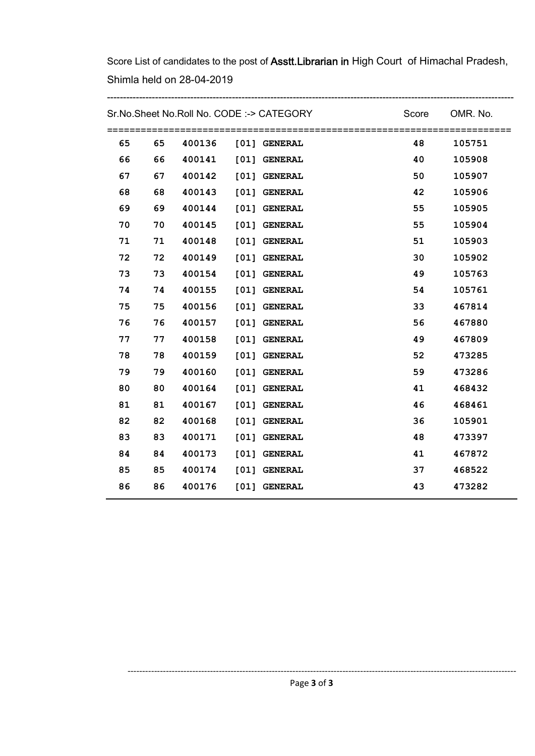Score List of candidates to the post of **Asstt.Librarian in** High Court of Himachal Pradesh, Shimla held on 28-04-2019

| Sr.No. | Sheet No. | Roll No. | CODE :-> CATEGORY | Score | OMR. No. |
|---|---|---|---|---|---|
| 65 | 65 | 400136 | [01] GENERAL | 48 | 105751 |
| 66 | 66 | 400141 | [01] GENERAL | 40 | 105908 |
| 67 | 67 | 400142 | [01] GENERAL | 50 | 105907 |
| 68 | 68 | 400143 | [01] GENERAL | 42 | 105906 |
| 69 | 69 | 400144 | [01] GENERAL | 55 | 105905 |
| 70 | 70 | 400145 | [01] GENERAL | 55 | 105904 |
| 71 | 71 | 400148 | [01] GENERAL | 51 | 105903 |
| 72 | 72 | 400149 | [01] GENERAL | 30 | 105902 |
| 73 | 73 | 400154 | [01] GENERAL | 49 | 105763 |
| 74 | 74 | 400155 | [01] GENERAL | 54 | 105761 |
| 75 | 75 | 400156 | [01] GENERAL | 33 | 467814 |
| 76 | 76 | 400157 | [01] GENERAL | 56 | 467880 |
| 77 | 77 | 400158 | [01] GENERAL | 49 | 467809 |
| 78 | 78 | 400159 | [01] GENERAL | 52 | 473285 |
| 79 | 79 | 400160 | [01] GENERAL | 59 | 473286 |
| 80 | 80 | 400164 | [01] GENERAL | 41 | 468432 |
| 81 | 81 | 400167 | [01] GENERAL | 46 | 468461 |
| 82 | 82 | 400168 | [01] GENERAL | 36 | 105901 |
| 83 | 83 | 400171 | [01] GENERAL | 48 | 473397 |
| 84 | 84 | 400173 | [01] GENERAL | 41 | 467872 |
| 85 | 85 | 400174 | [01] GENERAL | 37 | 468522 |
| 86 | 86 | 400176 | [01] GENERAL | 43 | 473282 |